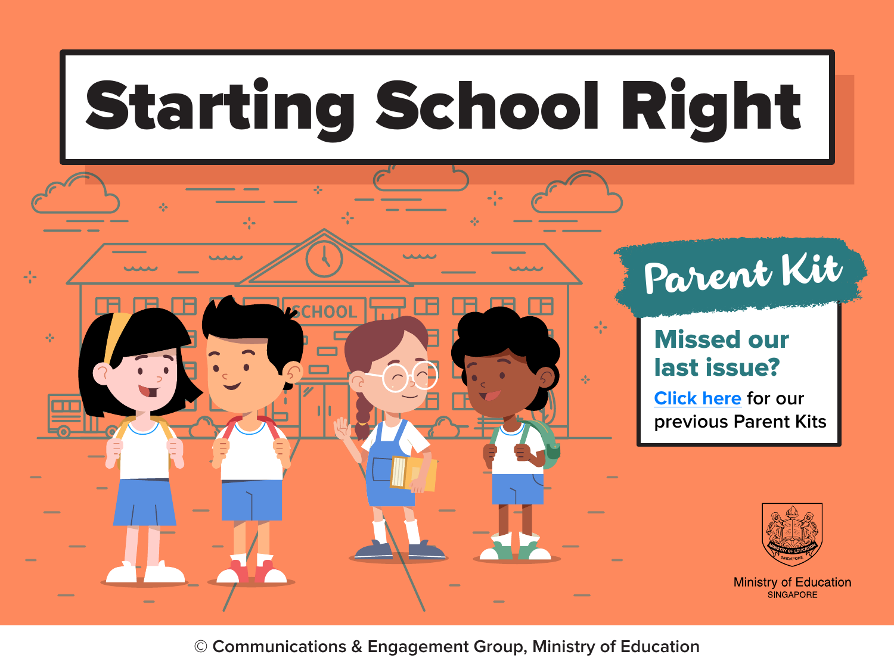# Starting School Right

## Parent Kit

**Missed our last issue?**

Click here for our previous Parent Kits

Ministry of Education
SINGAPORE

© Communications & Engagement Group, Ministry of Education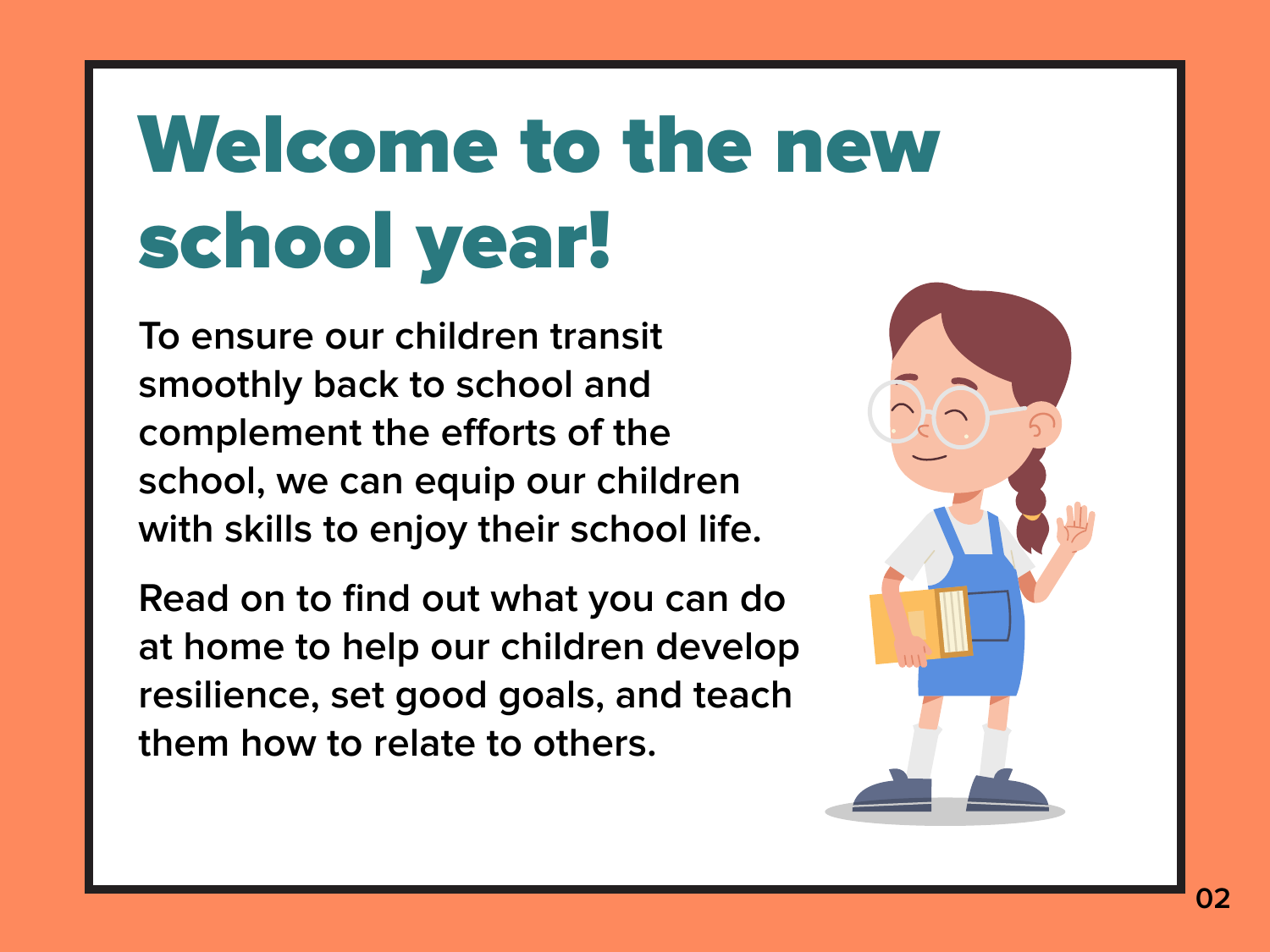# Welcome to the new school year!

To ensure our children transit smoothly back to school and complement the efforts of the school, we can equip our children with skills to enjoy their school life.

Read on to find out what you can do at home to help our children develop resilience, set good goals, and teach them how to relate to others.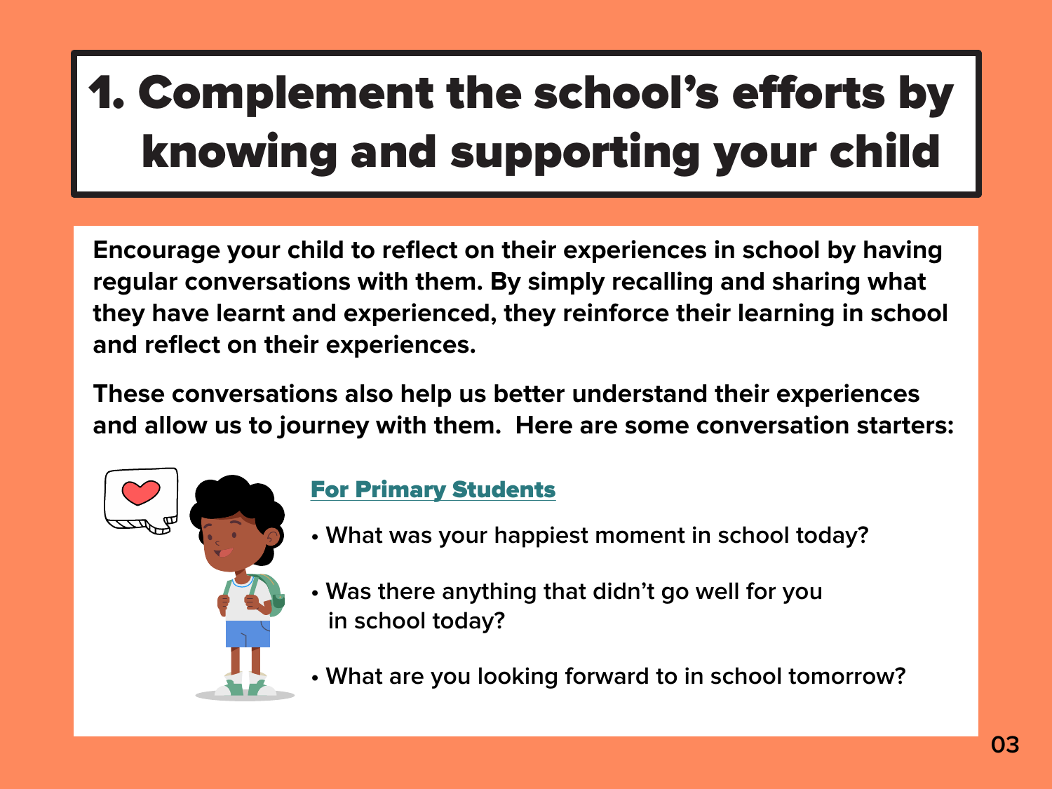# 1. Complement the school's efforts by knowing and supporting your child

**Encourage your child to reflect on their experiences in school by having regular conversations with them. By simply recalling and sharing what they have learnt and experienced, they reinforce their learning in school and reflect on their experiences.**

**These conversations also help us better understand their experiences and allow us to journey with them. Here are some conversation starters:**

## For Primary Students

- What was your happiest moment in school today?
- Was there anything that didn't go well for you in school today?
- What are you looking forward to in school tomorrow?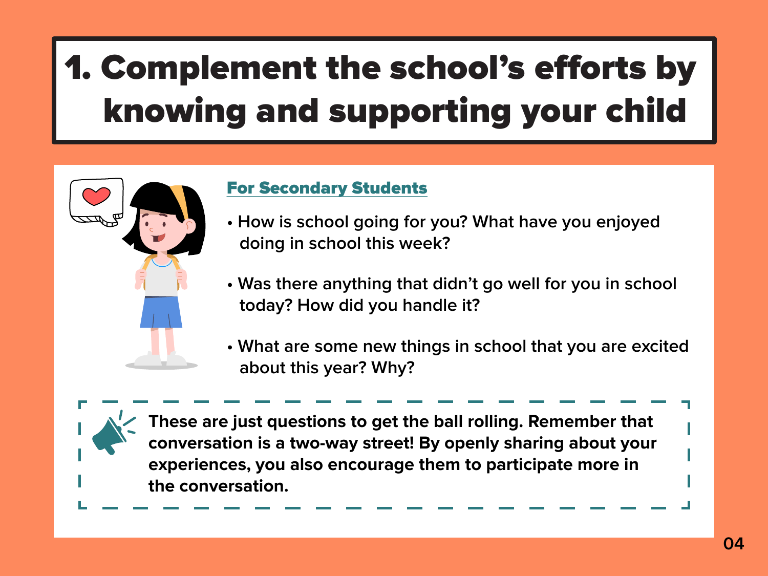# 1. Complement the school's efforts by knowing and supporting your child

## For Secondary Students

- How is school going for you? What have you enjoyed doing in school this week?
- Was there anything that didn't go well for you in school today? How did you handle it?
- What are some new things in school that you are excited about this year? Why?

**These are just questions to get the ball rolling. Remember that conversation is a two-way street! By openly sharing about your experiences, you also encourage them to participate more in the conversation.**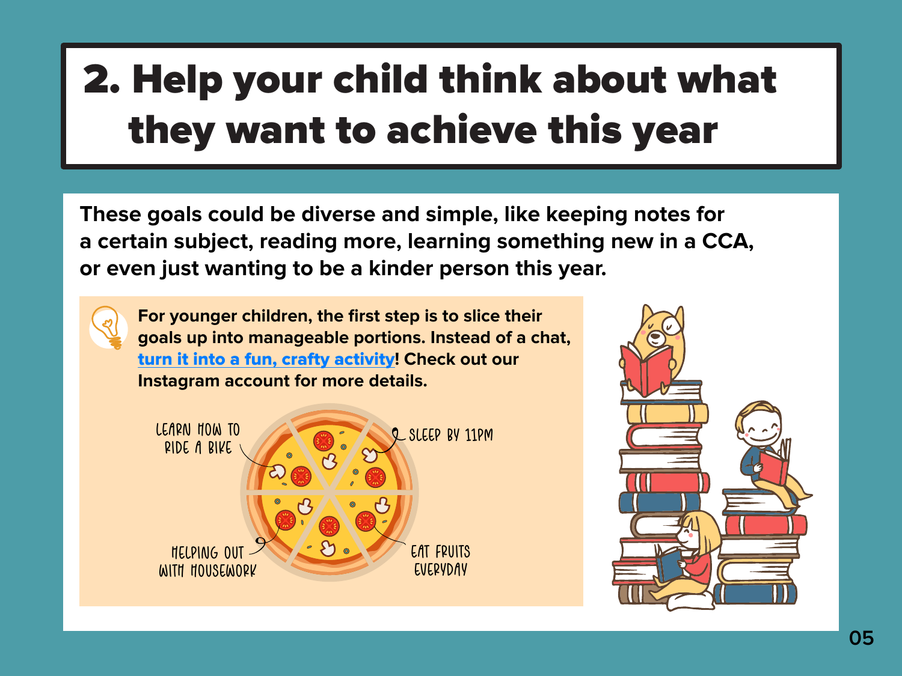# 2. Help your child think about what they want to achieve this year

**These goals could be diverse and simple, like keeping notes for a certain subject, reading more, learning something new in a CCA, or even just wanting to be a kinder person this year.**

**For younger children, the first step is to slice their goals up into manageable portions. Instead of a chat, turn it into a fun, crafty activity! Check out our Instagram account for more details.**

- LEARN HOW TO RIDE A BIKE
- SLEEP BY 11PM
- HELPING OUT WITH HOUSEWORK
- EAT FRUITS EVERYDAY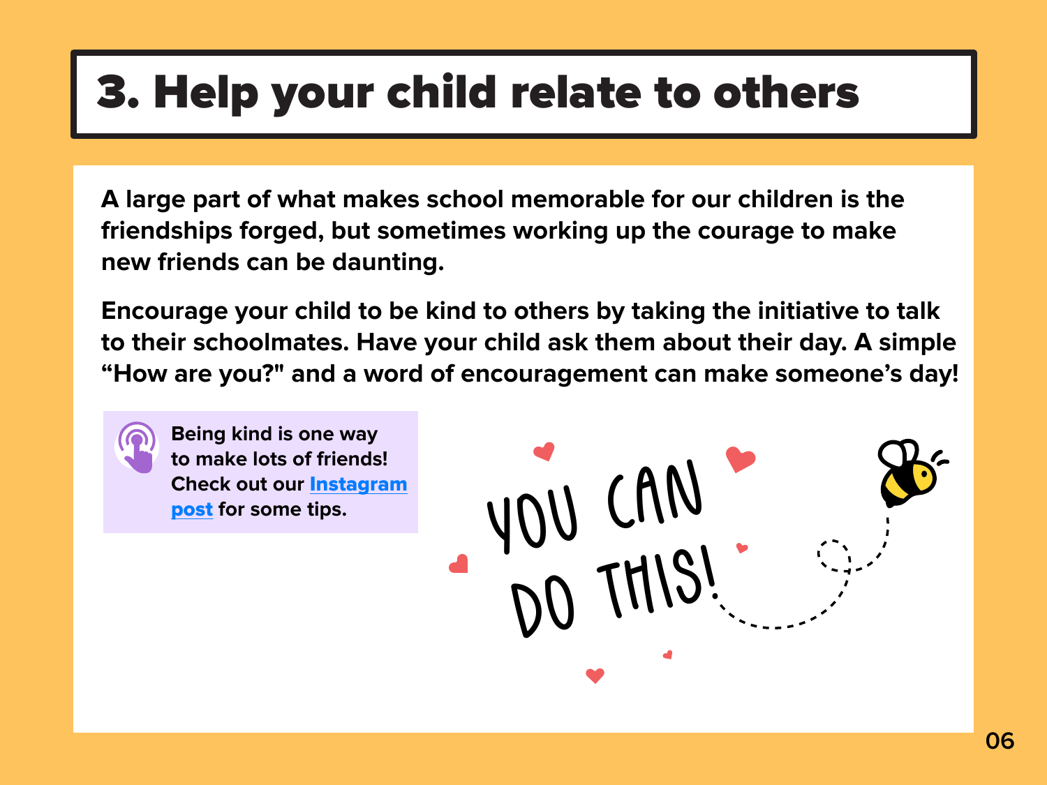# 3. Help your child relate to others

**A large part of what makes school memorable for our children is the friendships forged, but sometimes working up the courage to make new friends can be daunting.**

**Encourage your child to be kind to others by taking the initiative to talk to their schoolmates. Have your child ask them about their day. A simple "How are you?" and a word of encouragement can make someone's day!**

**Being kind is one way to make lots of friends! Check out our Instagram post for some tips.**

YOU CAN DO THIS!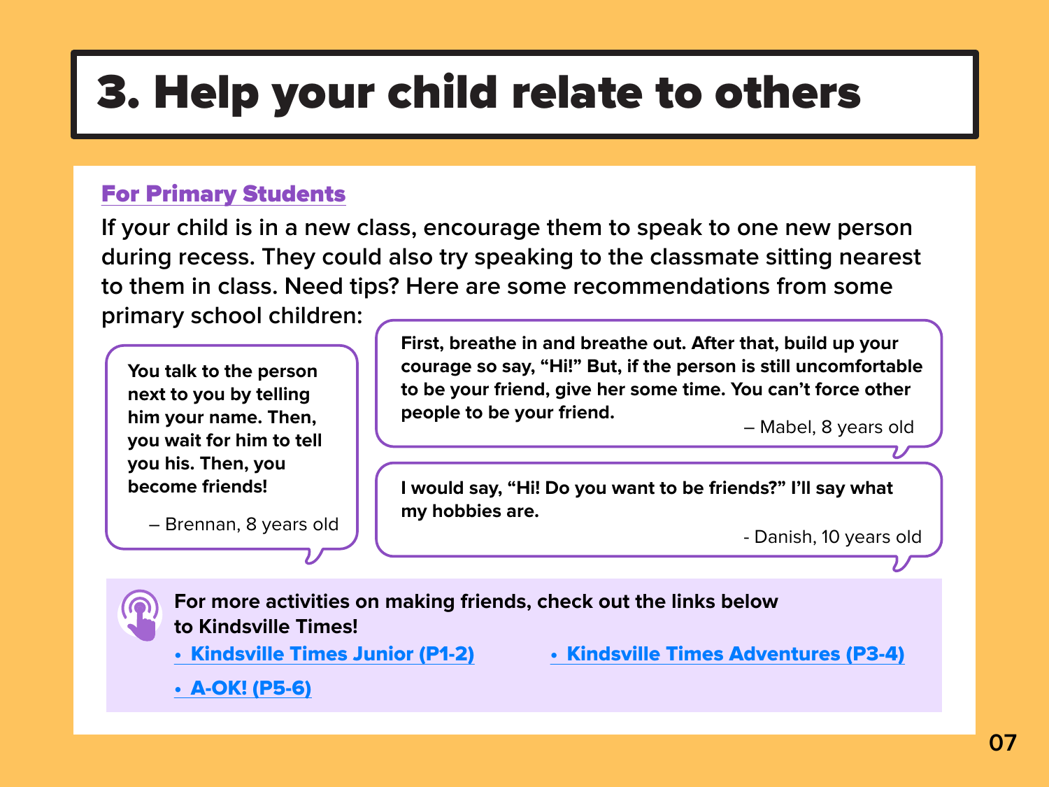# 3. Help your child relate to others

## For Primary Students

If your child is in a new class, encourage them to speak to one new person during recess. They could also try speaking to the classmate sitting nearest to them in class. Need tips? Here are some recommendations from some primary school children:

> **You talk to the person next to you by telling him your name. Then, you wait for him to tell you his. Then, you become friends!**
>
> – Brennan, 8 years old

> **First, breathe in and breathe out. After that, build up your courage so say, "Hi!" But, if the person is still uncomfortable to be your friend, give her some time. You can't force other people to be your friend.**
>
> – Mabel, 8 years old

> **I would say, "Hi! Do you want to be friends?" I'll say what my hobbies are.**
>
> - Danish, 10 years old

**For more activities on making friends, check out the links below to Kindsville Times!**

- **Kindsville Times Junior (P1-2)**
- **Kindsville Times Adventures (P3-4)**
- **A-OK! (P5-6)**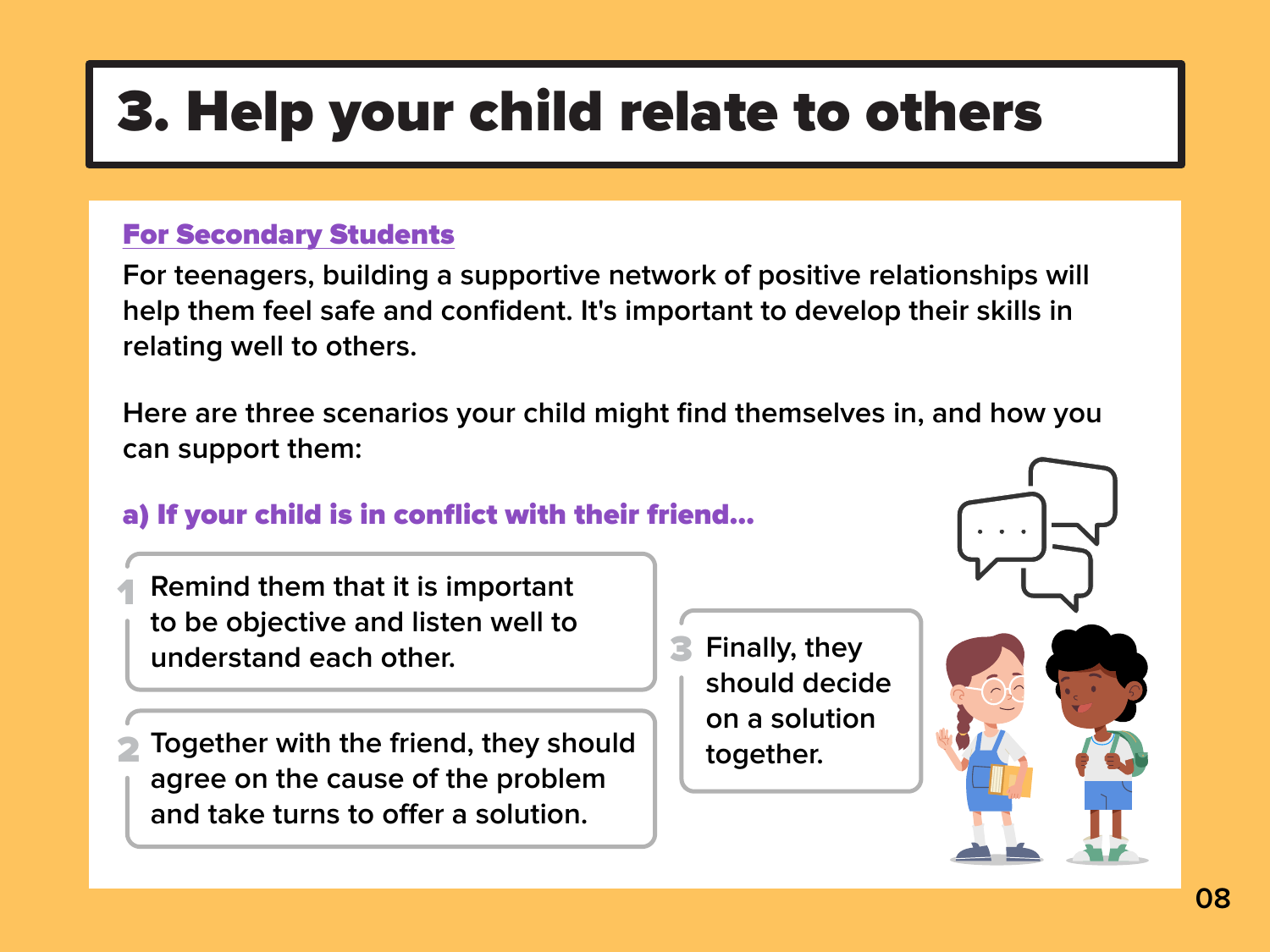# 3. Help your child relate to others

## For Secondary Students

For teenagers, building a supportive network of positive relationships will help them feel safe and confident. It's important to develop their skills in relating well to others.

Here are three scenarios your child might find themselves in, and how you can support them:

### a) If your child is in conflict with their friend...

1. Remind them that it is important to be objective and listen well to understand each other.
2. Together with the friend, they should agree on the cause of the problem and take turns to offer a solution.
3. Finally, they should decide on a solution together.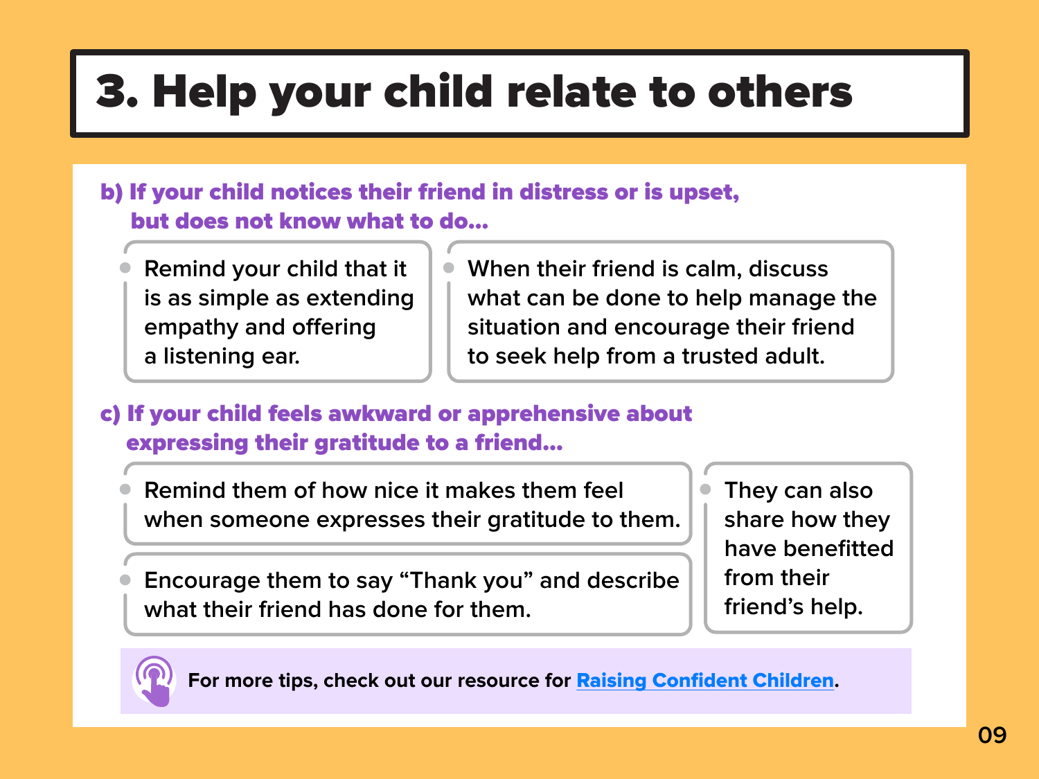# 3. Help your child relate to others

### b) If your child notices their friend in distress or is upset, but does not know what to do...

- Remind your child that it is as simple as extending empathy and offering a listening ear.
- When their friend is calm, discuss what can be done to help manage the situation and encourage their friend to seek help from a trusted adult.

### c) If your child feels awkward or apprehensive about expressing their gratitude to a friend...

- Remind them of how nice it makes them feel when someone expresses their gratitude to them.
- Encourage them to say “Thank you” and describe what their friend has done for them.
- They can also share how they have benefitted from their friend’s help.

**For more tips, check out our resource for [Raising Confident Children](Raising Confident Children).**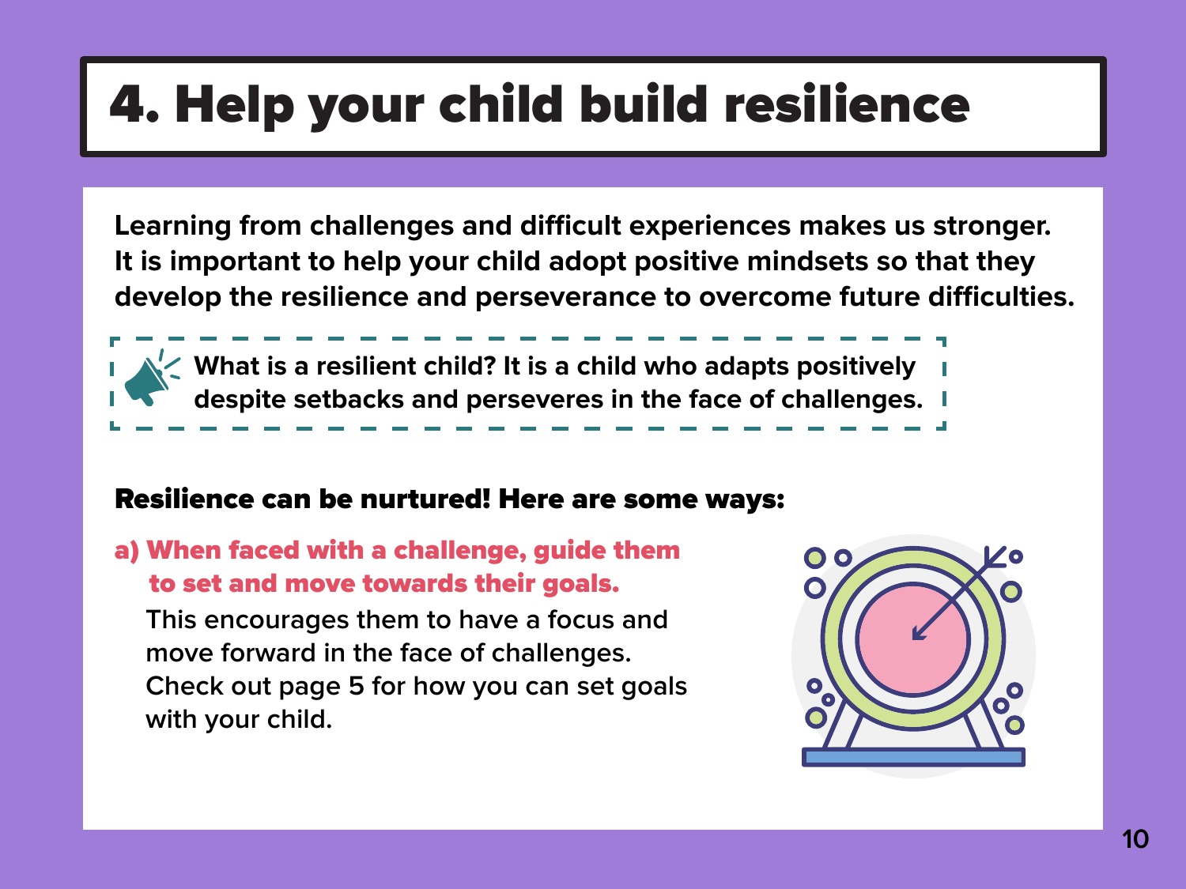# 4. Help your child build resilience

**Learning from challenges and difficult experiences makes us stronger. It is important to help your child adopt positive mindsets so that they develop the resilience and perseverance to overcome future difficulties.**

**What is a resilient child? It is a child who adapts positively despite setbacks and perseveres in the face of challenges.**

## Resilience can be nurtured! Here are some ways:

**a) When faced with a challenge, guide them to set and move towards their goals.**

This encourages them to have a focus and move forward in the face of challenges. Check out page 5 for how you can set goals with your child.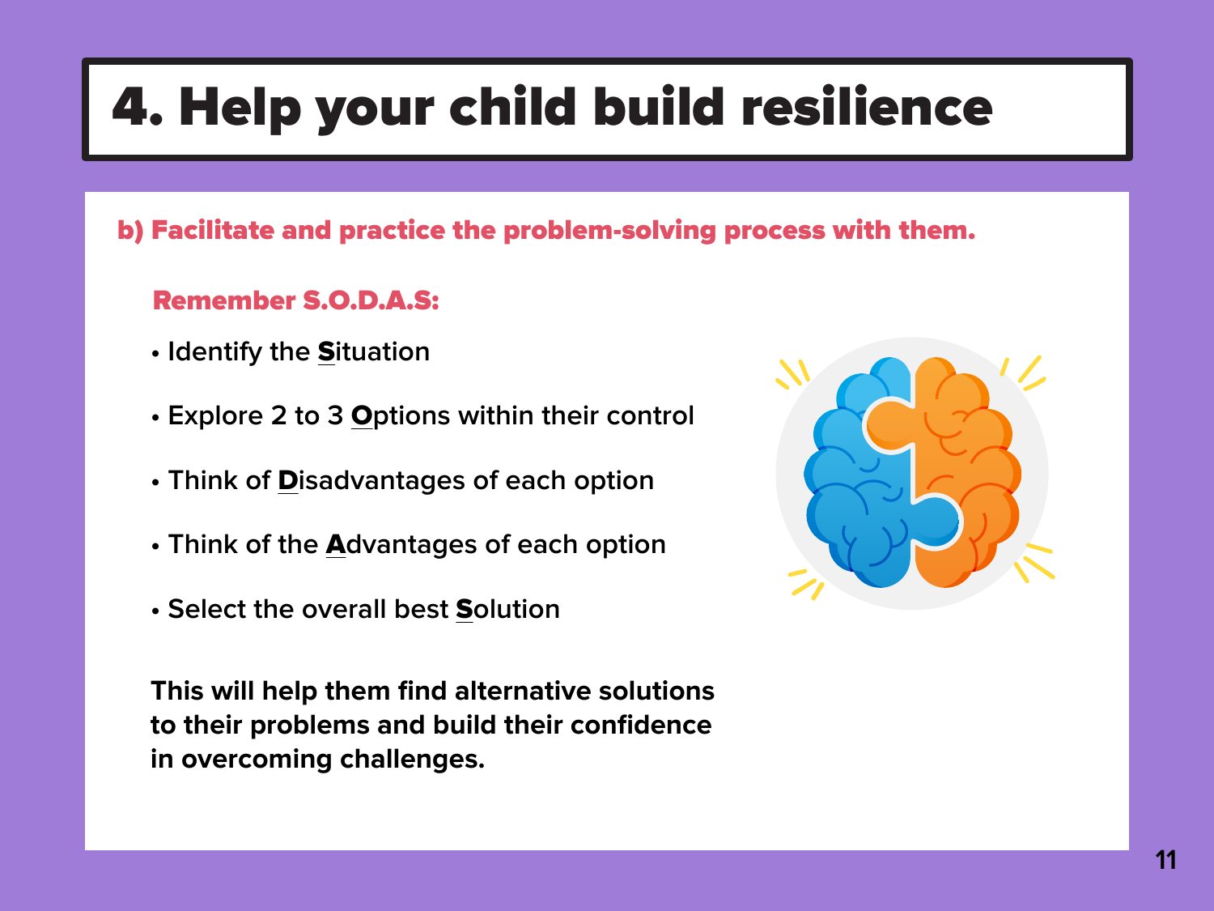# 4. Help your child build resilience

**b) Facilitate and practice the problem-solving process with them.**

**Remember S.O.D.A.S:**

- Identify the **S**ituation
- Explore 2 to 3 **O**ptions within their control
- Think of **D**isadvantages of each option
- Think of the **A**dvantages of each option
- Select the overall best **S**olution

**This will help them find alternative solutions to their problems and build their confidence in overcoming challenges.**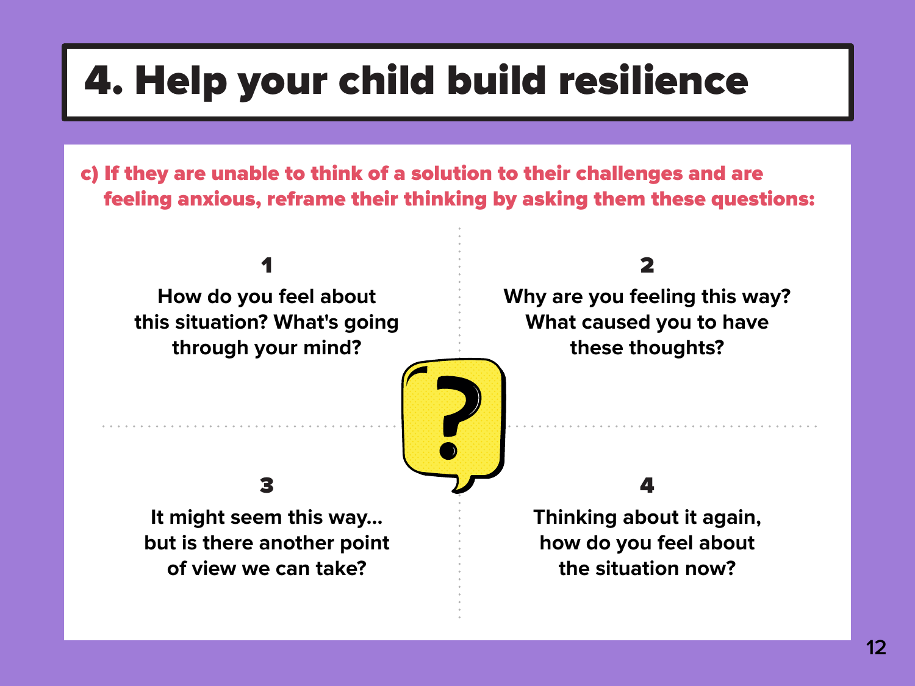# 4. Help your child build resilience

**c) If they are unable to think of a solution to their challenges and are feeling anxious, reframe their thinking by asking them these questions:**

**1**

**How do you feel about this situation? What's going through your mind?**

**2**

**Why are you feeling this way? What caused you to have these thoughts?**

**3**

**It might seem this way... but is there another point of view we can take?**

**4**

**Thinking about it again, how do you feel about the situation now?**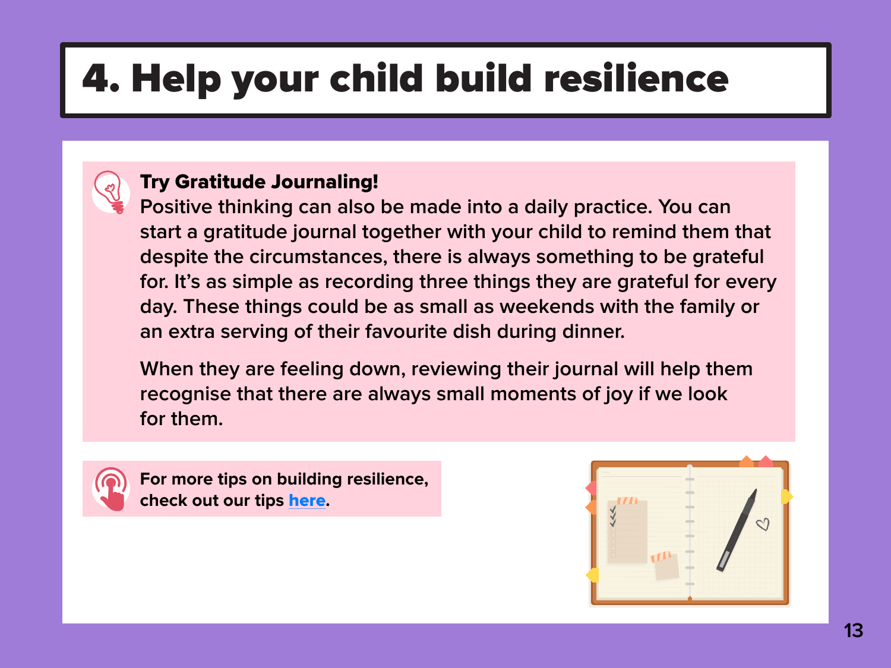# 4. Help your child build resilience

**Try Gratitude Journaling!**
Positive thinking can also be made into a daily practice. You can start a gratitude journal together with your child to remind them that despite the circumstances, there is always something to be grateful for. It's as simple as recording three things they are grateful for every day. These things could be as small as weekends with the family or an extra serving of their favourite dish during dinner.

When they are feeling down, reviewing their journal will help them recognise that there are always small moments of joy if we look for them.

**For more tips on building resilience, check out our tips here.**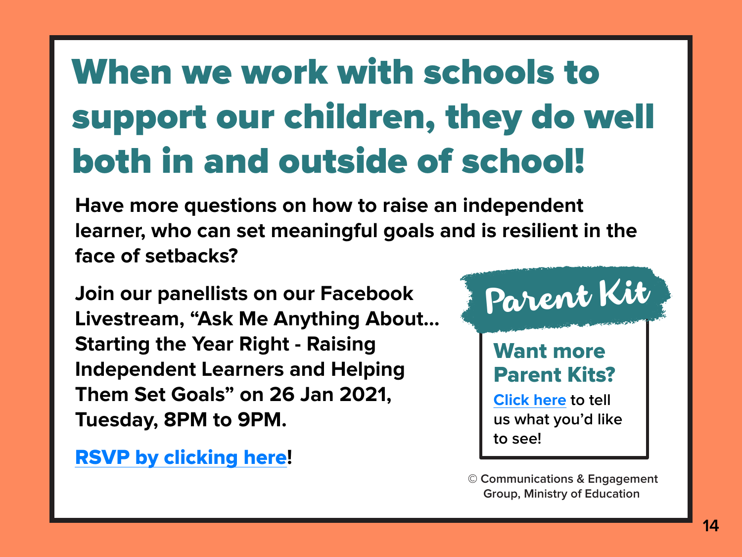# When we work with schools to support our children, they do well both in and outside of school!

**Have more questions on how to raise an independent learner, who can set meaningful goals and is resilient in the face of setbacks?**

**Join our panellists on our Facebook Livestream, "Ask Me Anything About... Starting the Year Right - Raising Independent Learners and Helping Them Set Goals" on 26 Jan 2021, Tuesday, 8PM to 9PM.**

**RSVP by clicking here!**

## Parent Kit

### Want more Parent Kits?

Click here to tell us what you'd like to see!

© Communications & Engagement Group, Ministry of Education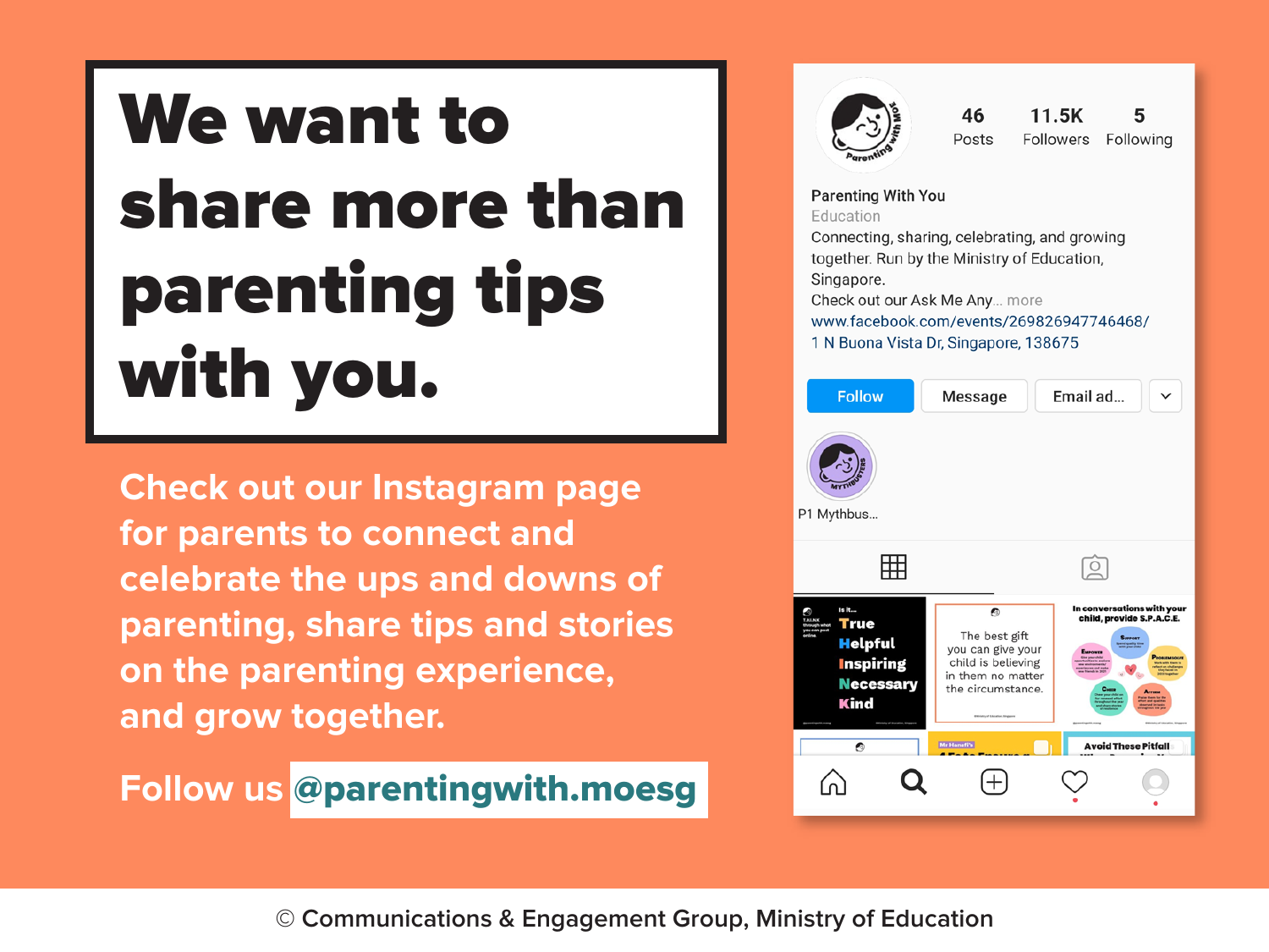# We want to share more than parenting tips with you.

Check out our Instagram page for parents to connect and celebrate the ups and downs of parenting, share tips and stories on the parenting experience, and grow together.

Follow us **@parentingwith.moesg**

46 Posts | 11.5K Followers | 5 Following

Parenting With You
Education
Connecting, sharing, celebrating, and growing together. Run by the Ministry of Education, Singapore.
Check out our Ask Me Any... more
www.facebook.com/events/269826947746468/
1 N Buona Vista Dr, Singapore, 138675

Follow | Message | Email ad...

P1 Mythbus...

© Communications & Engagement Group, Ministry of Education